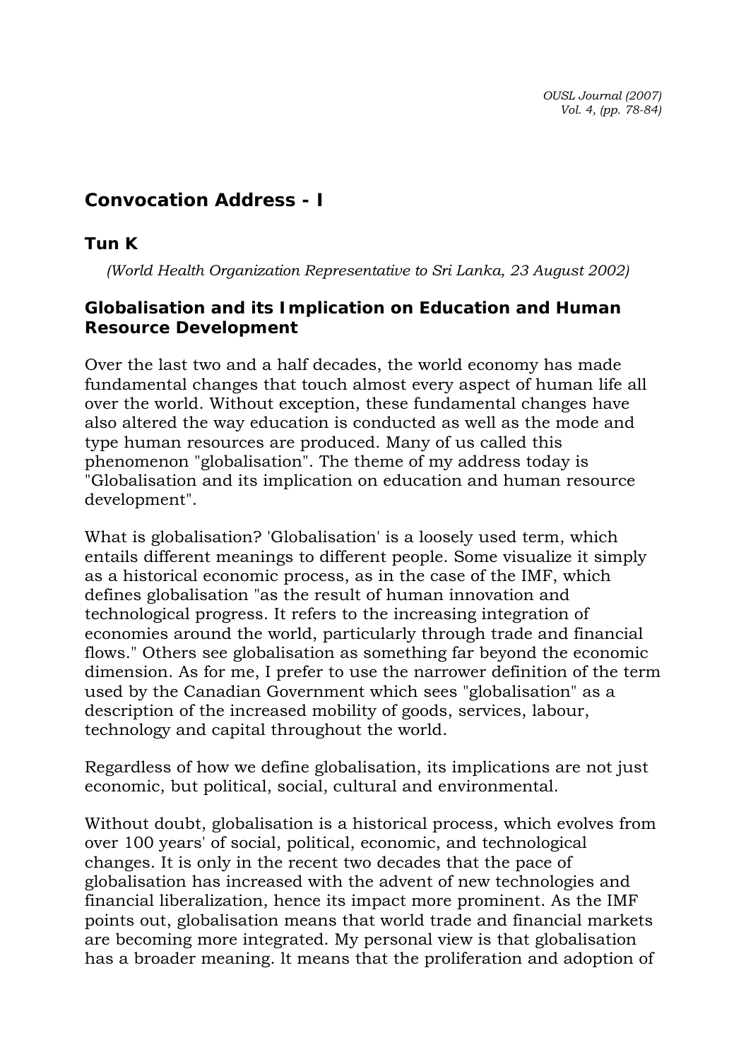# Convocation Address - I

## Tun K

*(World Health Organization Representative to Sri Lanka, 23 August 2002)*

## Globalisation and its Implication on Education and Human Resource Development

Over the last two and a half decades, the world economy has made fundamental changes that touch almost every aspect of human life all over the world. Without exception, these fundamental changes have also altered the way education is conducted as well as the mode and type human resources are produced. Many of us called this phenomenon "globalisation". The theme of my address today is "Globalisation and its implication on education and human resource development".

What is globalisation? 'Globalisation' is a loosely used term, which entails different meanings to different people. Some visualize it simply as a historical economic process, as in the case of the IMF, which defines globalisation "as the result of human innovation and technological progress. It refers to the increasing integration of economies around the world, particularly through trade and financial flows." Others see globalisation as something far beyond the economic dimension. As for me, I prefer to use the narrower definition of the term used by the Canadian Government which sees "globalisation" as a description of the increased mobility of goods, services, labour, technology and capital throughout the world.

Regardless of how we define globalisation, its implications are not just economic, but political, social, cultural and environmental.

Without doubt, globalisation is a historical process, which evolves from over 100 years' of social, political, economic, and technological changes. It is only in the recent two decades that the pace of globalisation has increased with the advent of new technologies and financial liberalization, hence its impact more prominent. As the IMF points out, globalisation means that world trade and financial markets are becoming more integrated. My personal view is that globalisation has a broader meaning. lt means that the proliferation and adoption of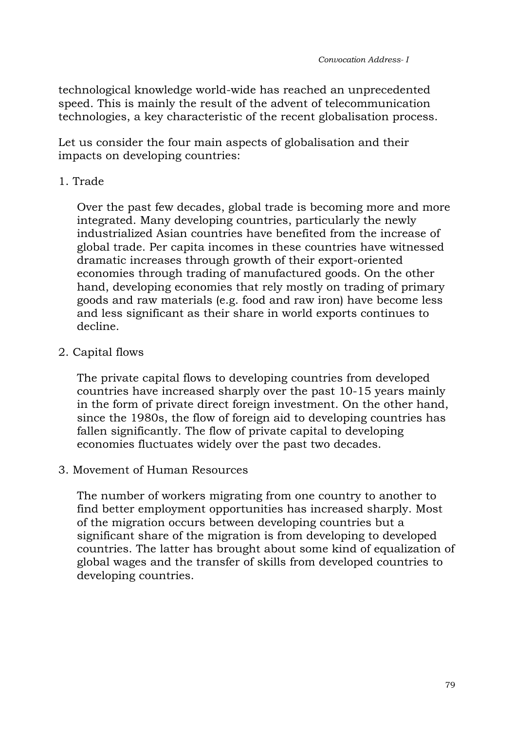technological knowledge world-wide has reached an unprecedented speed. This is mainly the result of the advent of telecommunication technologies, a key characteristic of the recent globalisation process.

Let us consider the four main aspects of globalisation and their impacts on developing countries:

1. Trade

   Over the past few decades, global trade is becoming more and more integrated. Many developing countries, particularly the newly industrialized Asian countries have benefited from the increase of global trade. Per capita incomes in these countries have witnessed dramatic increases through growth of their export-oriented economies through trading of manufactured goods. On the other hand, developing economies that rely mostly on trading of primary goods and raw materials (e.g. food and raw iron) have become less and less significant as their share in world exports continues to decline.

2. Capital flows

   The private capital flows to developing countries from developed countries have increased sharply over the past 10-15 years mainly in the form of private direct foreign investment. On the other hand, since the 1980s, the flow of foreign aid to developing countries has fallen significantly. The flow of private capital to developing economies fluctuates widely over the past two decades.

3. Movement of Human Resources

   The number of workers migrating from one country to another to find better employment opportunities has increased sharply. Most of the migration occurs between developing countries but a significant share of the migration is from developing to developed countries. The latter has brought about some kind of equalization of global wages and the transfer of skills from developed countries to developing countries.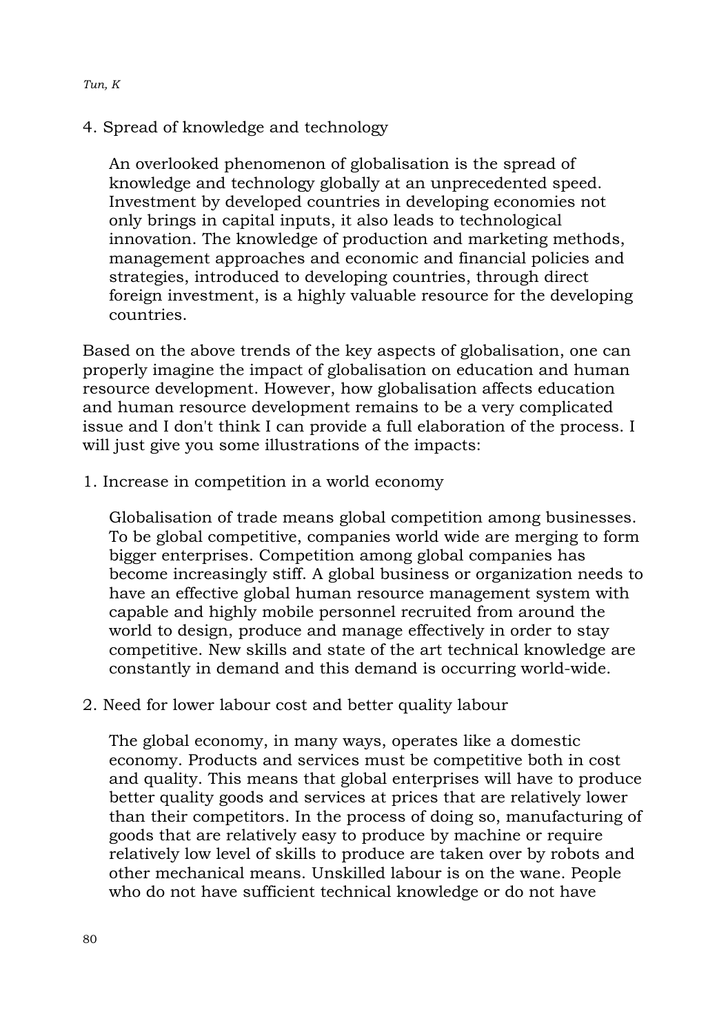4. Spread of knowledge and technology

   An overlooked phenomenon of globalisation is the spread of knowledge and technology globally at an unprecedented speed. Investment by developed countries in developing economies not only brings in capital inputs, it also leads to technological innovation. The knowledge of production and marketing methods, management approaches and economic and financial policies and strategies, introduced to developing countries, through direct foreign investment, is a highly valuable resource for the developing countries.

Based on the above trends of the key aspects of globalisation, one can properly imagine the impact of globalisation on education and human resource development. However, how globalisation affects education and human resource development remains to be a very complicated issue and I don't think I can provide a full elaboration of the process. I will just give you some illustrations of the impacts:

1. Increase in competition in a world economy

   Globalisation of trade means global competition among businesses. To be global competitive, companies world wide are merging to form bigger enterprises. Competition among global companies has become increasingly stiff. A global business or organization needs to have an effective global human resource management system with capable and highly mobile personnel recruited from around the world to design, produce and manage effectively in order to stay competitive. New skills and state of the art technical knowledge are constantly in demand and this demand is occurring world-wide.

2. Need for lower labour cost and better quality labour

   The global economy, in many ways, operates like a domestic economy. Products and services must be competitive both in cost and quality. This means that global enterprises will have to produce better quality goods and services at prices that are relatively lower than their competitors. In the process of doing so, manufacturing of goods that are relatively easy to produce by machine or require relatively low level of skills to produce are taken over by robots and other mechanical means. Unskilled labour is on the wane. People who do not have sufficient technical knowledge or do not have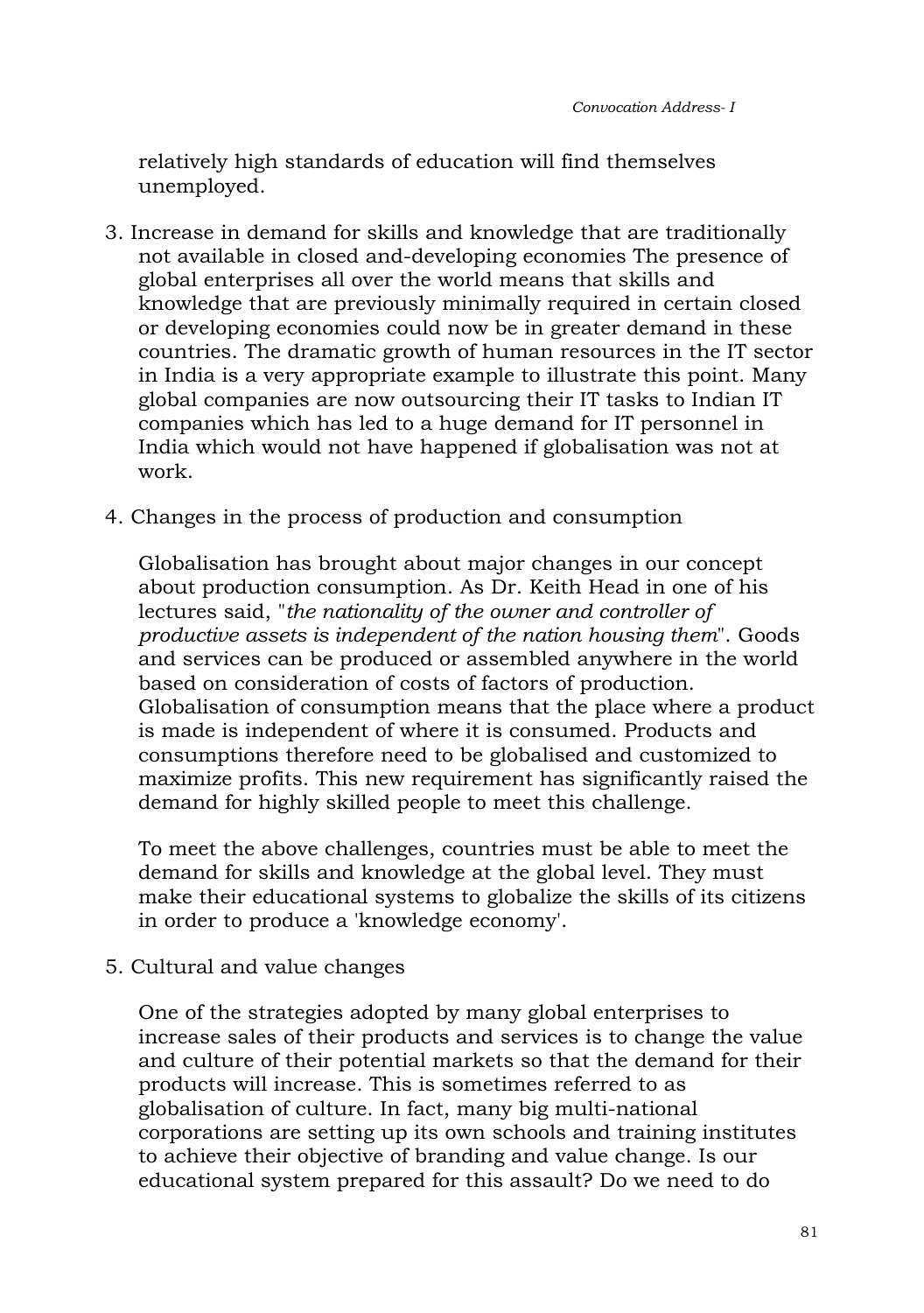relatively high standards of education will find themselves unemployed.

3. Increase in demand for skills and knowledge that are traditionally not available in closed and-developing economies The presence of global enterprises all over the world means that skills and knowledge that are previously minimally required in certain closed or developing economies could now be in greater demand in these countries. The dramatic growth of human resources in the IT sector in India is a very appropriate example to illustrate this point. Many global companies are now outsourcing their IT tasks to Indian IT companies which has led to a huge demand for IT personnel in India which would not have happened if globalisation was not at work.

4. Changes in the process of production and consumption

   Globalisation has brought about major changes in our concept about production consumption. As Dr. Keith Head in one of his lectures said, "*the nationality of the owner and controller of productive assets is independent of the nation housing them*". Goods and services can be produced or assembled anywhere in the world based on consideration of costs of factors of production. Globalisation of consumption means that the place where a product is made is independent of where it is consumed. Products and consumptions therefore need to be globalised and customized to maximize profits. This new requirement has significantly raised the demand for highly skilled people to meet this challenge.

   To meet the above challenges, countries must be able to meet the demand for skills and knowledge at the global level. They must make their educational systems to globalize the skills of its citizens in order to produce a 'knowledge economy'.

5. Cultural and value changes

   One of the strategies adopted by many global enterprises to increase sales of their products and services is to change the value and culture of their potential markets so that the demand for their products will increase. This is sometimes referred to as globalisation of culture. In fact, many big multi-national corporations are setting up its own schools and training institutes to achieve their objective of branding and value change. Is our educational system prepared for this assault? Do we need to do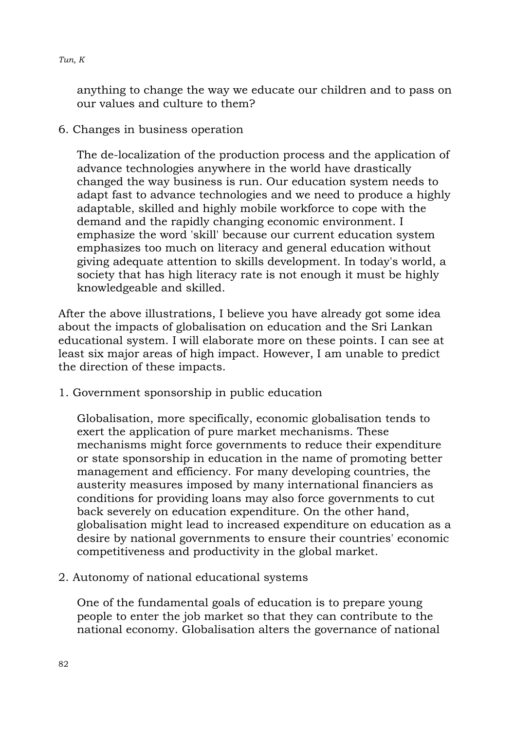anything to change the way we educate our children and to pass on our values and culture to them?

6. Changes in business operation

   The de-localization of the production process and the application of advance technologies anywhere in the world have drastically changed the way business is run. Our education system needs to adapt fast to advance technologies and we need to produce a highly adaptable, skilled and highly mobile workforce to cope with the demand and the rapidly changing economic environment. I emphasize the word 'skill' because our current education system emphasizes too much on literacy and general education without giving adequate attention to skills development. In today's world, a society that has high literacy rate is not enough it must be highly knowledgeable and skilled.

After the above illustrations, I believe you have already got some idea about the impacts of globalisation on education and the Sri Lankan educational system. I will elaborate more on these points. I can see at least six major areas of high impact. However, I am unable to predict the direction of these impacts.

1. Government sponsorship in public education

   Globalisation, more specifically, economic globalisation tends to exert the application of pure market mechanisms. These mechanisms might force governments to reduce their expenditure or state sponsorship in education in the name of promoting better management and efficiency. For many developing countries, the austerity measures imposed by many international financiers as conditions for providing loans may also force governments to cut back severely on education expenditure. On the other hand, globalisation might lead to increased expenditure on education as a desire by national governments to ensure their countries' economic competitiveness and productivity in the global market.

2. Autonomy of national educational systems

   One of the fundamental goals of education is to prepare young people to enter the job market so that they can contribute to the national economy. Globalisation alters the governance of national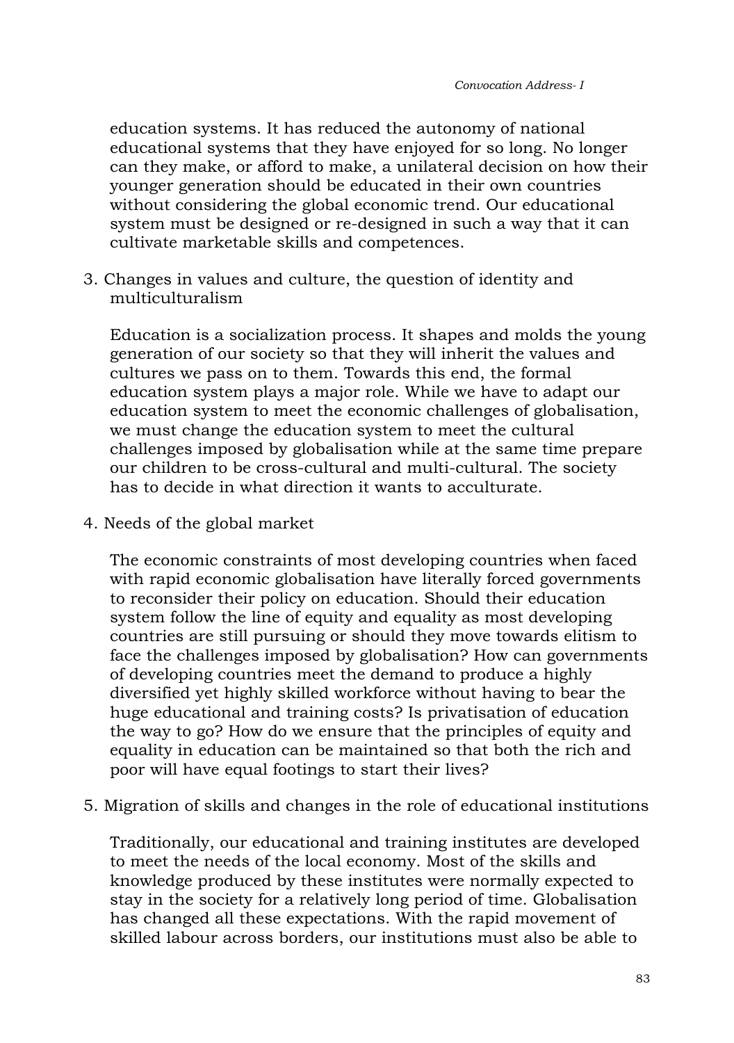education systems. It has reduced the autonomy of national educational systems that they have enjoyed for so long. No longer can they make, or afford to make, a unilateral decision on how their younger generation should be educated in their own countries without considering the global economic trend. Our educational system must be designed or re-designed in such a way that it can cultivate marketable skills and competences.

3. Changes in values and culture, the question of identity and multiculturalism

   Education is a socialization process. It shapes and molds the young generation of our society so that they will inherit the values and cultures we pass on to them. Towards this end, the formal education system plays a major role. While we have to adapt our education system to meet the economic challenges of globalisation, we must change the education system to meet the cultural challenges imposed by globalisation while at the same time prepare our children to be cross-cultural and multi-cultural. The society has to decide in what direction it wants to acculturate.

4. Needs of the global market

   The economic constraints of most developing countries when faced with rapid economic globalisation have literally forced governments to reconsider their policy on education. Should their education system follow the line of equity and equality as most developing countries are still pursuing or should they move towards elitism to face the challenges imposed by globalisation? How can governments of developing countries meet the demand to produce a highly diversified yet highly skilled workforce without having to bear the huge educational and training costs? Is privatisation of education the way to go? How do we ensure that the principles of equity and equality in education can be maintained so that both the rich and poor will have equal footings to start their lives?

5. Migration of skills and changes in the role of educational institutions

   Traditionally, our educational and training institutes are developed to meet the needs of the local economy. Most of the skills and knowledge produced by these institutes were normally expected to stay in the society for a relatively long period of time. Globalisation has changed all these expectations. With the rapid movement of skilled labour across borders, our institutions must also be able to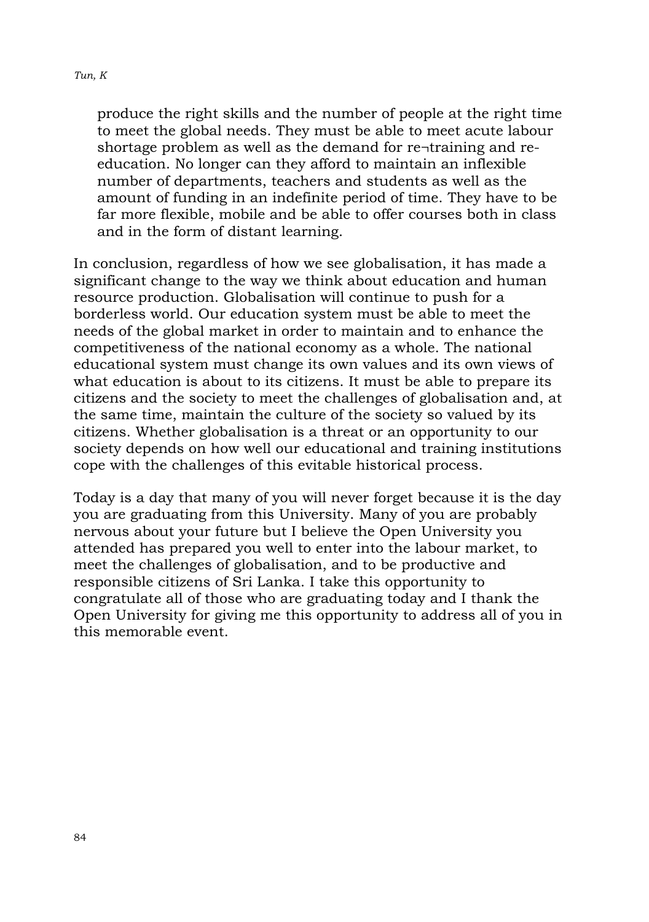produce the right skills and the number of people at the right time to meet the global needs. They must be able to meet acute labour shortage problem as well as the demand for re¬training and re-education. No longer can they afford to maintain an inflexible number of departments, teachers and students as well as the amount of funding in an indefinite period of time. They have to be far more flexible, mobile and be able to offer courses both in class and in the form of distant learning.

In conclusion, regardless of how we see globalisation, it has made a significant change to the way we think about education and human resource production. Globalisation will continue to push for a borderless world. Our education system must be able to meet the needs of the global market in order to maintain and to enhance the competitiveness of the national economy as a whole. The national educational system must change its own values and its own views of what education is about to its citizens. It must be able to prepare its citizens and the society to meet the challenges of globalisation and, at the same time, maintain the culture of the society so valued by its citizens. Whether globalisation is a threat or an opportunity to our society depends on how well our educational and training institutions cope with the challenges of this evitable historical process.

Today is a day that many of you will never forget because it is the day you are graduating from this University. Many of you are probably nervous about your future but I believe the Open University you attended has prepared you well to enter into the labour market, to meet the challenges of globalisation, and to be productive and responsible citizens of Sri Lanka. I take this opportunity to congratulate all of those who are graduating today and I thank the Open University for giving me this opportunity to address all of you in this memorable event.